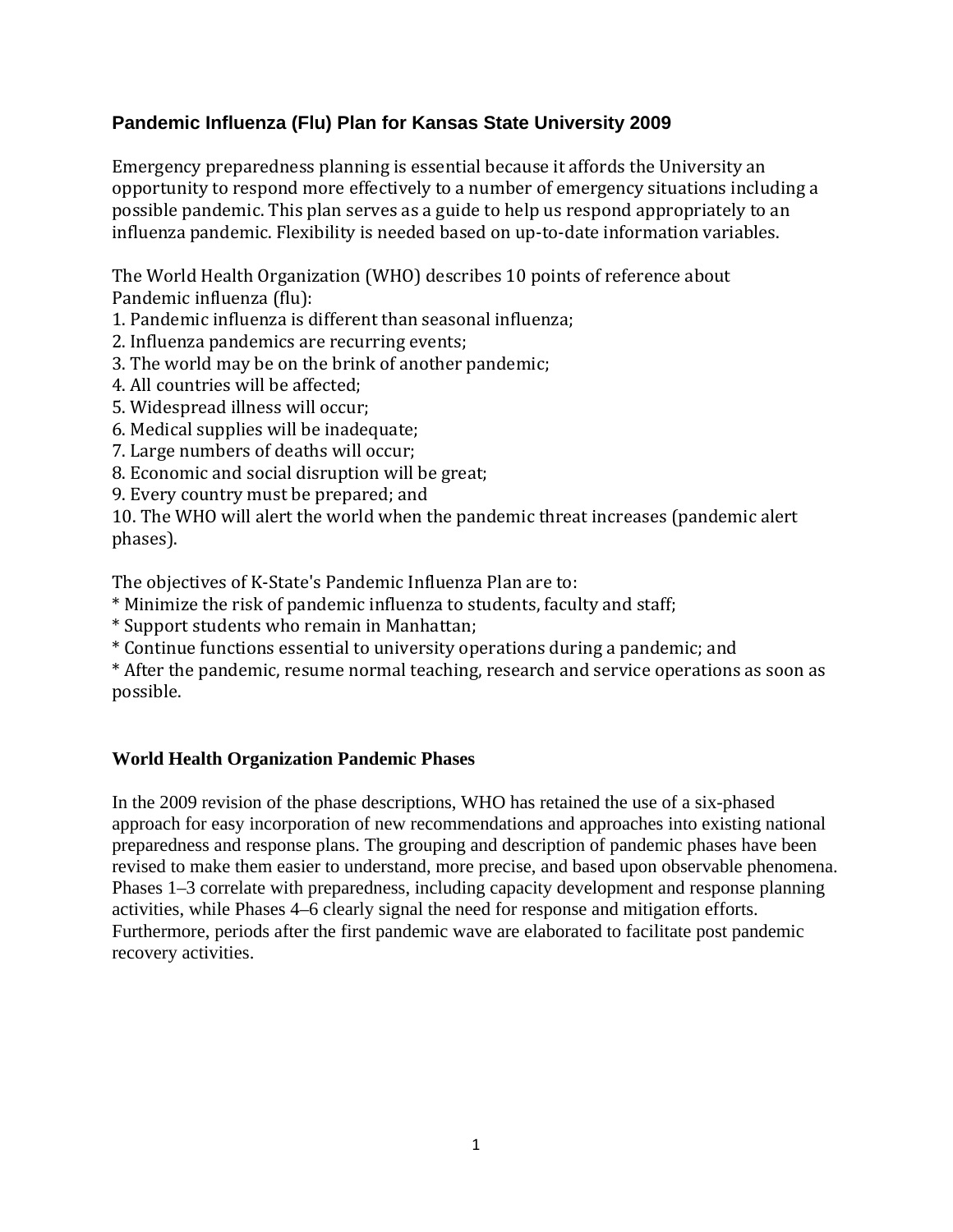# Pandemic Influenza (Flu) Plan for Kansas State University 2009

Emergency preparedness planning is essential because it affords the University an opportunity to respond more effectively to a number of emergency situations including a possible pandemic. This plan serves as a guide to help us respond appropriately to an influenza pandemic. Flexibility is needed based on up-to-date information variables.

The World Health Organization (WHO) describes 10 points of reference about Pandemic influenza (flu):

1. Pandemic influenza is different than seasonal influenza;
2. Influenza pandemics are recurring events;
3. The world may be on the brink of another pandemic;
4. All countries will be affected;
5. Widespread illness will occur;
6. Medical supplies will be inadequate;
7. Large numbers of deaths will occur;
8. Economic and social disruption will be great;
9. Every country must be prepared; and
10. The WHO will alert the world when the pandemic threat increases (pandemic alert phases).

The objectives of K-State's Pandemic Influenza Plan are to:

* Minimize the risk of pandemic influenza to students, faculty and staff;
* Support students who remain in Manhattan;
* Continue functions essential to university operations during a pandemic; and
* After the pandemic, resume normal teaching, research and service operations as soon as possible.

## World Health Organization Pandemic Phases

In the 2009 revision of the phase descriptions, WHO has retained the use of a six-phased approach for easy incorporation of new recommendations and approaches into existing national preparedness and response plans. The grouping and description of pandemic phases have been revised to make them easier to understand, more precise, and based upon observable phenomena. Phases 1–3 correlate with preparedness, including capacity development and response planning activities, while Phases 4–6 clearly signal the need for response and mitigation efforts. Furthermore, periods after the first pandemic wave are elaborated to facilitate post pandemic recovery activities.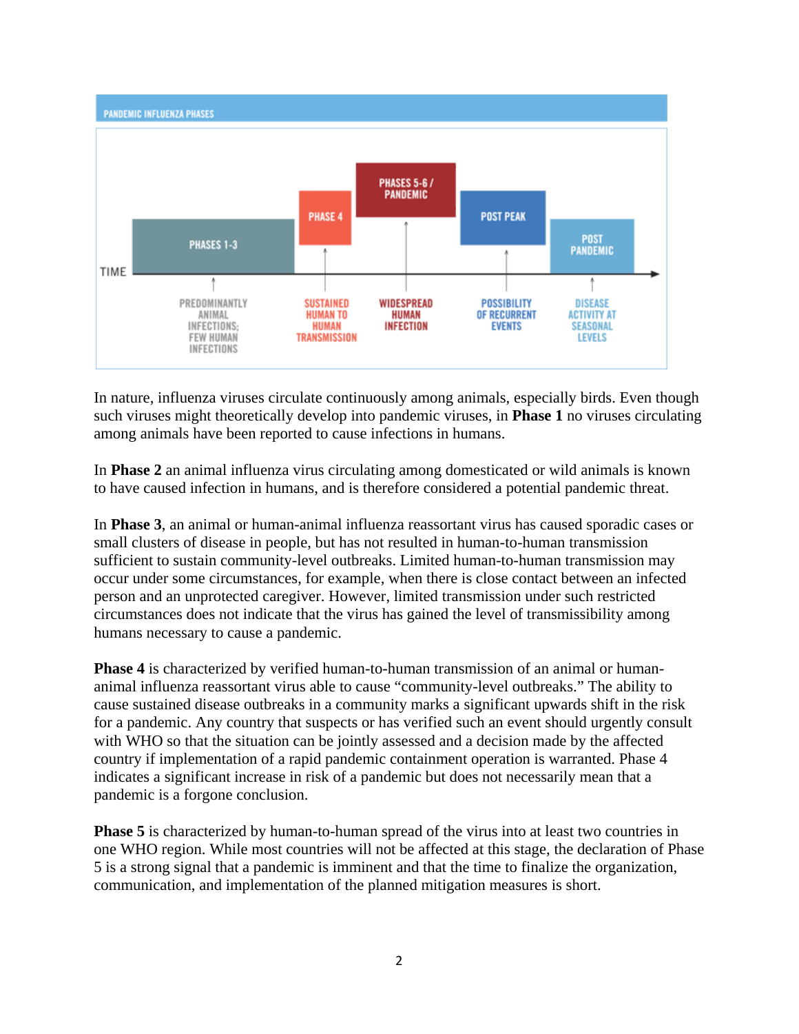PANDEMIC INFLUENZA PHASES

| PHASES 1-3 | PHASE 4 | PHASES 5-6 / PANDEMIC | POST PEAK | POST PANDEMIC |
| --- | --- | --- | --- | --- |
| PREDOMINANTLY ANIMAL INFECTIONS; FEW HUMAN INFECTIONS | SUSTAINED HUMAN TO HUMAN TRANSMISSION | WIDESPREAD HUMAN INFECTION | POSSIBILITY OF RECURRENT EVENTS | DISEASE ACTIVITY AT SEASONAL LEVELS |

TIME

In nature, influenza viruses circulate continuously among animals, especially birds. Even though such viruses might theoretically develop into pandemic viruses, in **Phase 1** no viruses circulating among animals have been reported to cause infections in humans.

In **Phase 2** an animal influenza virus circulating among domesticated or wild animals is known to have caused infection in humans, and is therefore considered a potential pandemic threat.

In **Phase 3**, an animal or human-animal influenza reassortant virus has caused sporadic cases or small clusters of disease in people, but has not resulted in human-to-human transmission sufficient to sustain community-level outbreaks. Limited human-to-human transmission may occur under some circumstances, for example, when there is close contact between an infected person and an unprotected caregiver. However, limited transmission under such restricted circumstances does not indicate that the virus has gained the level of transmissibility among humans necessary to cause a pandemic.

**Phase 4** is characterized by verified human-to-human transmission of an animal or human-animal influenza reassortant virus able to cause "community-level outbreaks." The ability to cause sustained disease outbreaks in a community marks a significant upwards shift in the risk for a pandemic. Any country that suspects or has verified such an event should urgently consult with WHO so that the situation can be jointly assessed and a decision made by the affected country if implementation of a rapid pandemic containment operation is warranted. Phase 4 indicates a significant increase in risk of a pandemic but does not necessarily mean that a pandemic is a forgone conclusion.

**Phase 5** is characterized by human-to-human spread of the virus into at least two countries in one WHO region. While most countries will not be affected at this stage, the declaration of Phase 5 is a strong signal that a pandemic is imminent and that the time to finalize the organization, communication, and implementation of the planned mitigation measures is short.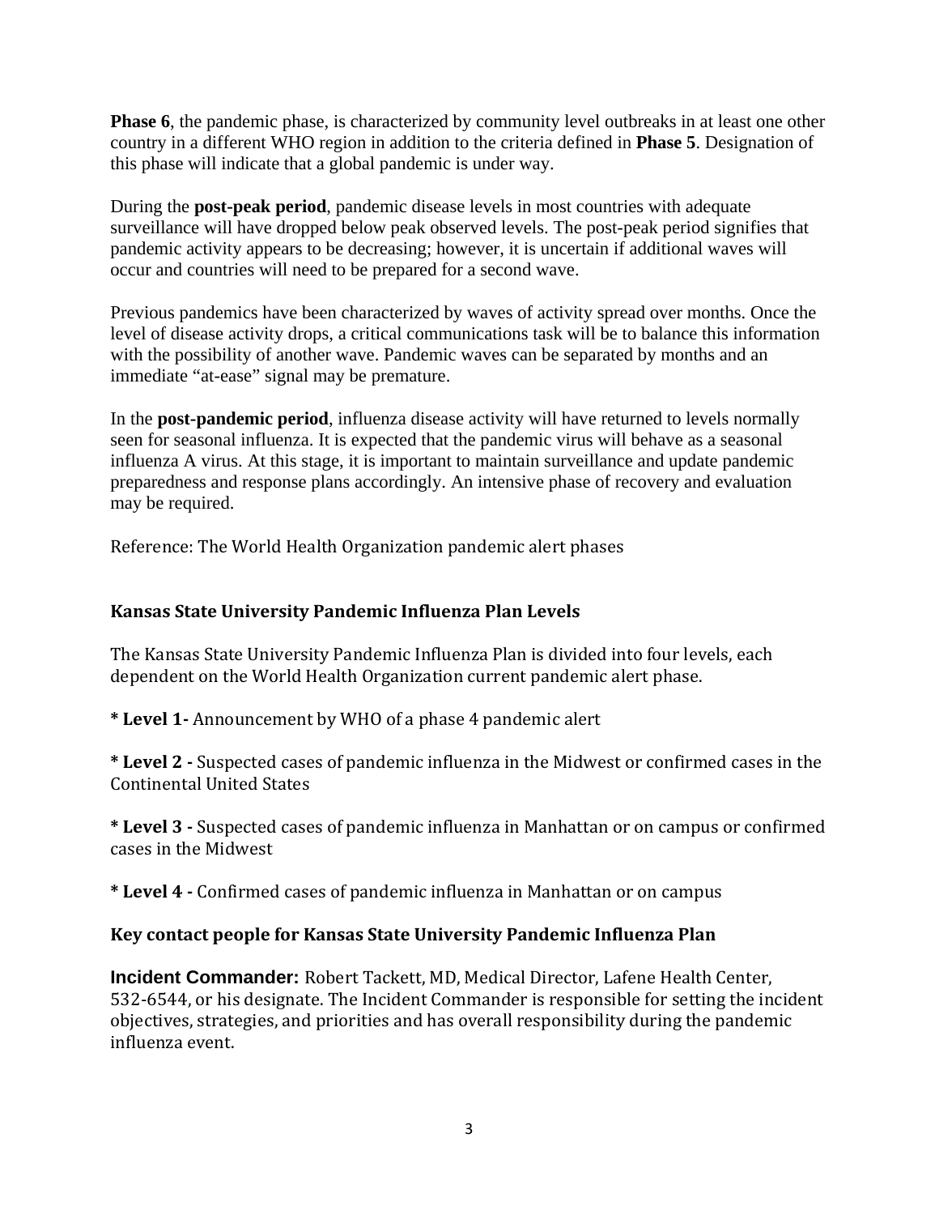**Phase 6**, the pandemic phase, is characterized by community level outbreaks in at least one other country in a different WHO region in addition to the criteria defined in **Phase 5**. Designation of this phase will indicate that a global pandemic is under way.

During the **post-peak period**, pandemic disease levels in most countries with adequate surveillance will have dropped below peak observed levels. The post-peak period signifies that pandemic activity appears to be decreasing; however, it is uncertain if additional waves will occur and countries will need to be prepared for a second wave.

Previous pandemics have been characterized by waves of activity spread over months. Once the level of disease activity drops, a critical communications task will be to balance this information with the possibility of another wave. Pandemic waves can be separated by months and an immediate "at-ease" signal may be premature.

In the **post-pandemic period**, influenza disease activity will have returned to levels normally seen for seasonal influenza. It is expected that the pandemic virus will behave as a seasonal influenza A virus. At this stage, it is important to maintain surveillance and update pandemic preparedness and response plans accordingly. An intensive phase of recovery and evaluation may be required.

Reference: The World Health Organization pandemic alert phases

## Kansas State University Pandemic Influenza Plan Levels

The Kansas State University Pandemic Influenza Plan is divided into four levels, each dependent on the World Health Organization current pandemic alert phase.

**\* Level 1-** Announcement by WHO of a phase 4 pandemic alert

**\* Level 2 -** Suspected cases of pandemic influenza in the Midwest or confirmed cases in the Continental United States

**\* Level 3 -** Suspected cases of pandemic influenza in Manhattan or on campus or confirmed cases in the Midwest

**\* Level 4 -** Confirmed cases of pandemic influenza in Manhattan or on campus

## Key contact people for Kansas State University Pandemic Influenza Plan

**Incident Commander:** Robert Tackett, MD, Medical Director, Lafene Health Center, 532-6544, or his designate. The Incident Commander is responsible for setting the incident objectives, strategies, and priorities and has overall responsibility during the pandemic influenza event.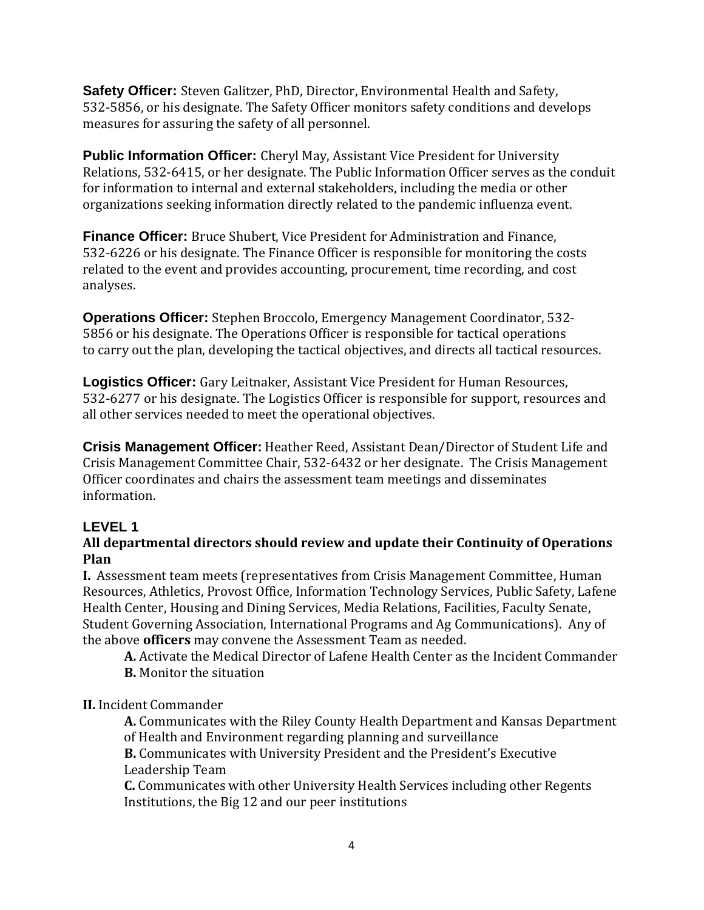**Safety Officer:** Steven Galitzer, PhD, Director, Environmental Health and Safety, 532-5856, or his designate. The Safety Officer monitors safety conditions and develops measures for assuring the safety of all personnel.

**Public Information Officer:** Cheryl May, Assistant Vice President for University Relations, 532-6415, or her designate. The Public Information Officer serves as the conduit for information to internal and external stakeholders, including the media or other organizations seeking information directly related to the pandemic influenza event.

**Finance Officer:** Bruce Shubert, Vice President for Administration and Finance, 532-6226 or his designate. The Finance Officer is responsible for monitoring the costs related to the event and provides accounting, procurement, time recording, and cost analyses.

**Operations Officer:** Stephen Broccolo, Emergency Management Coordinator, 532-5856 or his designate. The Operations Officer is responsible for tactical operations to carry out the plan, developing the tactical objectives, and directs all tactical resources.

**Logistics Officer:** Gary Leitnaker, Assistant Vice President for Human Resources, 532-6277 or his designate. The Logistics Officer is responsible for support, resources and all other services needed to meet the operational objectives.

**Crisis Management Officer:** Heather Reed, Assistant Dean/Director of Student Life and Crisis Management Committee Chair, 532-6432 or her designate. The Crisis Management Officer coordinates and chairs the assessment team meetings and disseminates information.

## LEVEL 1

**All departmental directors should review and update their Continuity of Operations Plan**

**I.** Assessment team meets (representatives from Crisis Management Committee, Human Resources, Athletics, Provost Office, Information Technology Services, Public Safety, Lafene Health Center, Housing and Dining Services, Media Relations, Facilities, Faculty Senate, Student Governing Association, International Programs and Ag Communications). Any of the above **officers** may convene the Assessment Team as needed.

- **A.** Activate the Medical Director of Lafene Health Center as the Incident Commander
- **B.** Monitor the situation

**II.** Incident Commander

- **A.** Communicates with the Riley County Health Department and Kansas Department of Health and Environment regarding planning and surveillance
- **B.** Communicates with University President and the President's Executive Leadership Team
- **C.** Communicates with other University Health Services including other Regents Institutions, the Big 12 and our peer institutions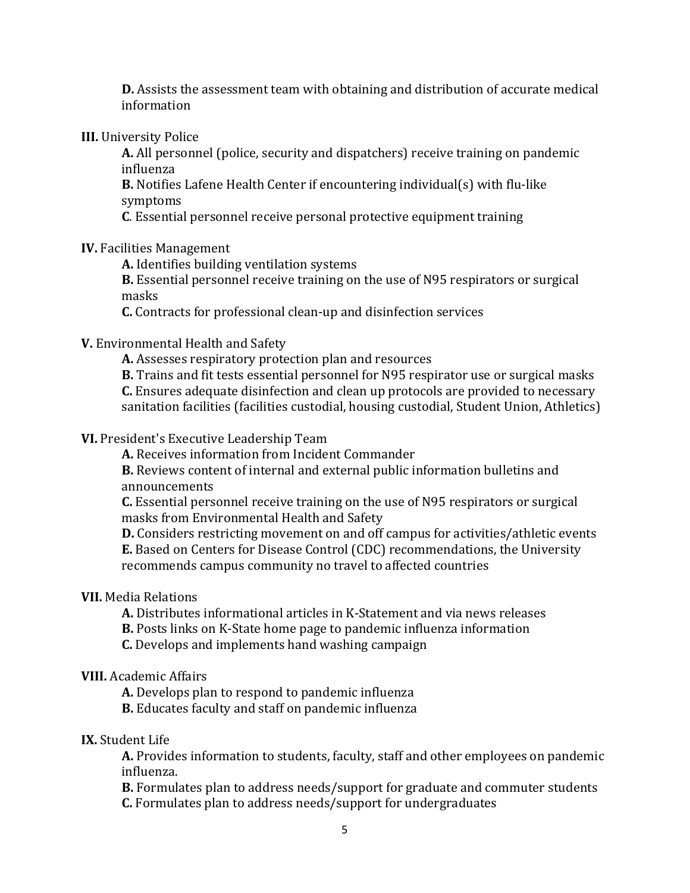**D.** Assists the assessment team with obtaining and distribution of accurate medical information

**III.** University Police

**A.** All personnel (police, security and dispatchers) receive training on pandemic influenza

**B.** Notifies Lafene Health Center if encountering individual(s) with flu-like symptoms

**C**. Essential personnel receive personal protective equipment training

**IV.** Facilities Management

**A.** Identifies building ventilation systems

**B.** Essential personnel receive training on the use of N95 respirators or surgical masks

**C.** Contracts for professional clean-up and disinfection services

**V.** Environmental Health and Safety

**A.** Assesses respiratory protection plan and resources

**B.** Trains and fit tests essential personnel for N95 respirator use or surgical masks

**C.** Ensures adequate disinfection and clean up protocols are provided to necessary sanitation facilities (facilities custodial, housing custodial, Student Union, Athletics)

**VI.** President's Executive Leadership Team

**A.** Receives information from Incident Commander

**B.** Reviews content of internal and external public information bulletins and announcements

**C.** Essential personnel receive training on the use of N95 respirators or surgical masks from Environmental Health and Safety

**D.** Considers restricting movement on and off campus for activities/athletic events

**E.** Based on Centers for Disease Control (CDC) recommendations, the University recommends campus community no travel to affected countries

**VII.** Media Relations

**A.** Distributes informational articles in K-Statement and via news releases

**B.** Posts links on K-State home page to pandemic influenza information

**C.** Develops and implements hand washing campaign

**VIII.** Academic Affairs

**A.** Develops plan to respond to pandemic influenza

**B.** Educates faculty and staff on pandemic influenza

**IX.** Student Life

**A.** Provides information to students, faculty, staff and other employees on pandemic influenza.

**B.** Formulates plan to address needs/support for graduate and commuter students

**C.** Formulates plan to address needs/support for undergraduates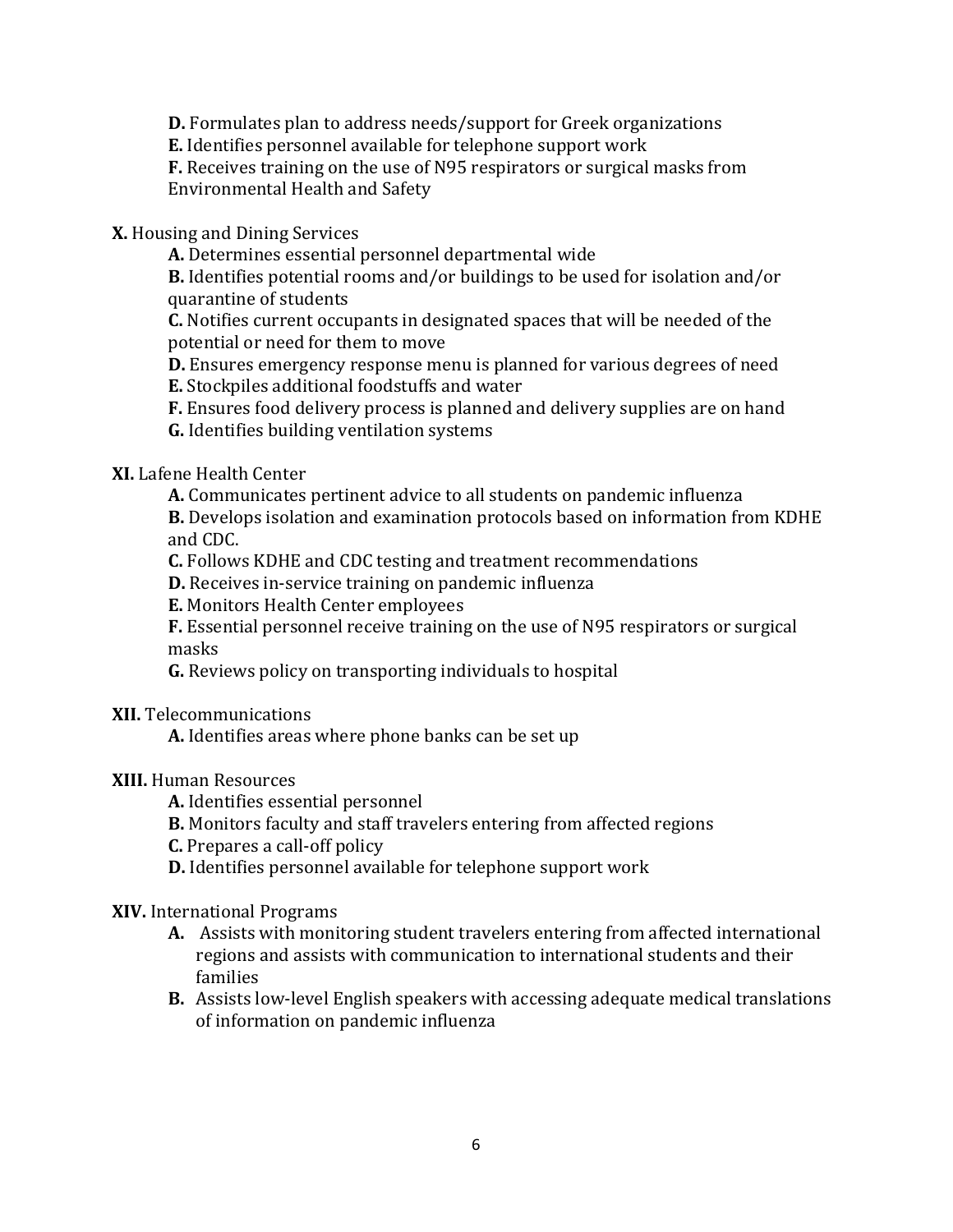**D.** Formulates plan to address needs/support for Greek organizations
**E.** Identifies personnel available for telephone support work
**F.** Receives training on the use of N95 respirators or surgical masks from Environmental Health and Safety

**X.** Housing and Dining Services

**A.** Determines essential personnel departmental wide
**B.** Identifies potential rooms and/or buildings to be used for isolation and/or quarantine of students
**C.** Notifies current occupants in designated spaces that will be needed of the potential or need for them to move
**D.** Ensures emergency response menu is planned for various degrees of need
**E.** Stockpiles additional foodstuffs and water
**F.** Ensures food delivery process is planned and delivery supplies are on hand
**G.** Identifies building ventilation systems

**XI.** Lafene Health Center

**A.** Communicates pertinent advice to all students on pandemic influenza
**B.** Develops isolation and examination protocols based on information from KDHE and CDC.
**C.** Follows KDHE and CDC testing and treatment recommendations
**D.** Receives in-service training on pandemic influenza
**E.** Monitors Health Center employees
**F.** Essential personnel receive training on the use of N95 respirators or surgical masks
**G.** Reviews policy on transporting individuals to hospital

**XII.** Telecommunications

**A.** Identifies areas where phone banks can be set up

**XIII.** Human Resources

**A.** Identifies essential personnel
**B.** Monitors faculty and staff travelers entering from affected regions
**C.** Prepares a call-off policy
**D.** Identifies personnel available for telephone support work

**XIV.** International Programs

**A.** Assists with monitoring student travelers entering from affected international regions and assists with communication to international students and their families
**B.** Assists low-level English speakers with accessing adequate medical translations of information on pandemic influenza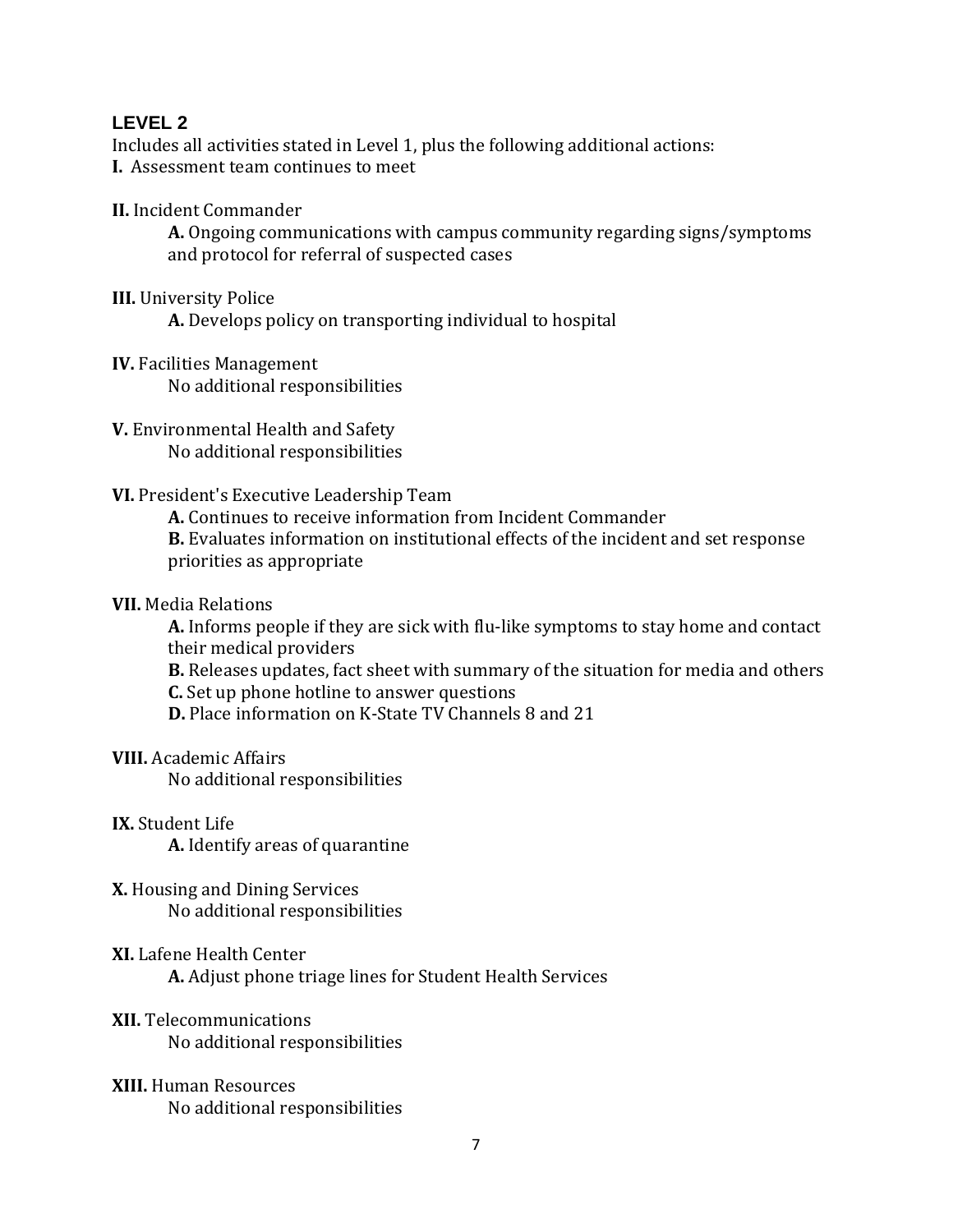## LEVEL 2

Includes all activities stated in Level 1, plus the following additional actions:

**I.** Assessment team continues to meet

**II.** Incident Commander

**A.** Ongoing communications with campus community regarding signs/symptoms and protocol for referral of suspected cases

**III.** University Police

**A.** Develops policy on transporting individual to hospital

**IV.** Facilities Management

No additional responsibilities

**V.** Environmental Health and Safety

No additional responsibilities

**VI.** President's Executive Leadership Team

**A.** Continues to receive information from Incident Commander

**B.** Evaluates information on institutional effects of the incident and set response priorities as appropriate

**VII.** Media Relations

**A.** Informs people if they are sick with flu-like symptoms to stay home and contact their medical providers

**B.** Releases updates, fact sheet with summary of the situation for media and others

**C.** Set up phone hotline to answer questions

**D.** Place information on K-State TV Channels 8 and 21

**VIII.** Academic Affairs

No additional responsibilities

**IX.** Student Life

**A.** Identify areas of quarantine

**X.** Housing and Dining Services

No additional responsibilities

**XI.** Lafene Health Center

**A.** Adjust phone triage lines for Student Health Services

**XII.** Telecommunications

No additional responsibilities

**XIII.** Human Resources

No additional responsibilities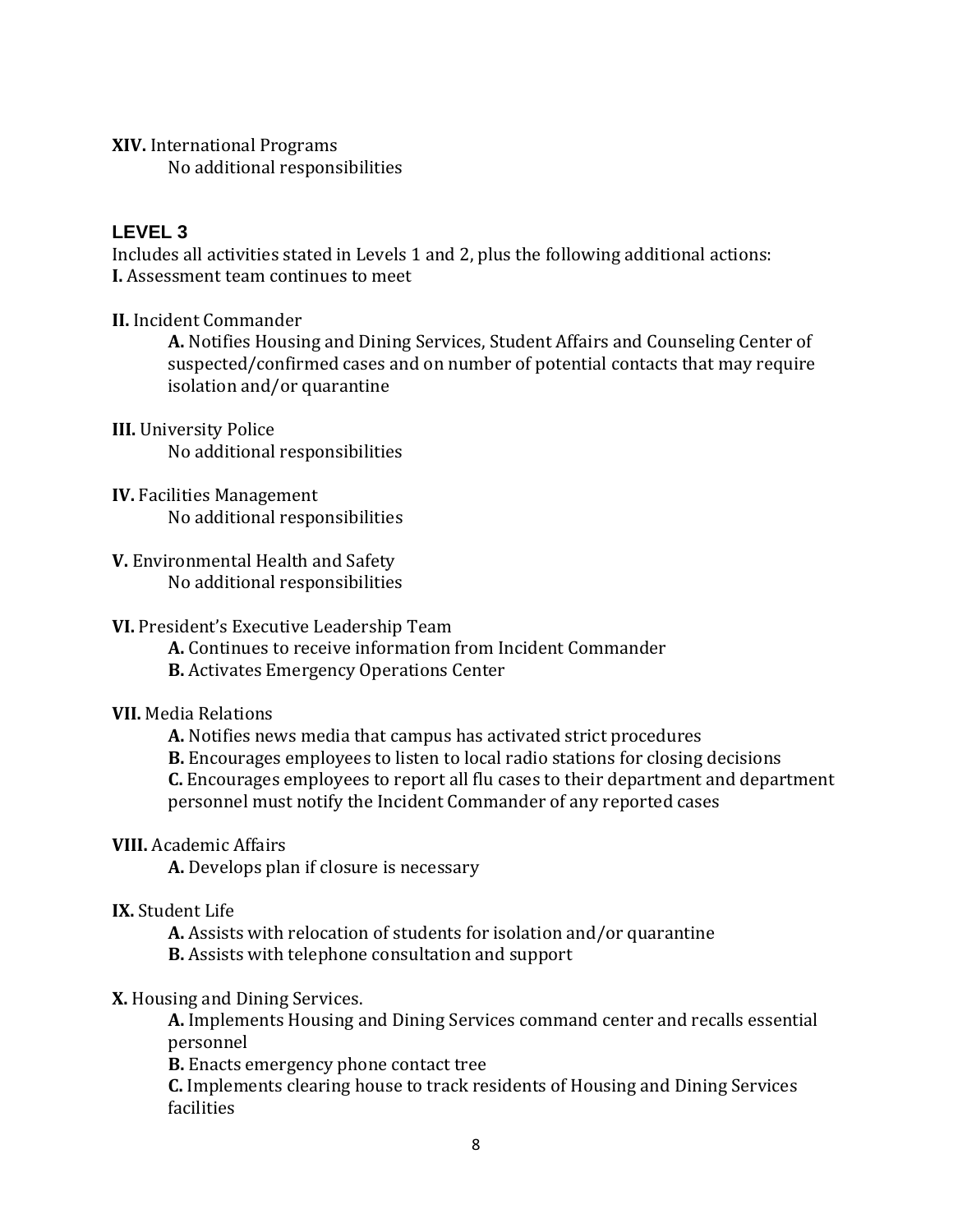**XIV.** International Programs

No additional responsibilities

## LEVEL 3

Includes all activities stated in Levels 1 and 2, plus the following additional actions:

**I.** Assessment team continues to meet

**II.** Incident Commander

**A.** Notifies Housing and Dining Services, Student Affairs and Counseling Center of suspected/confirmed cases and on number of potential contacts that may require isolation and/or quarantine

**III.** University Police

No additional responsibilities

**IV.** Facilities Management

No additional responsibilities

**V.** Environmental Health and Safety

No additional responsibilities

**VI.** President's Executive Leadership Team

**A.** Continues to receive information from Incident Commander

**B.** Activates Emergency Operations Center

**VII.** Media Relations

**A.** Notifies news media that campus has activated strict procedures

**B.** Encourages employees to listen to local radio stations for closing decisions

**C.** Encourages employees to report all flu cases to their department and department personnel must notify the Incident Commander of any reported cases

**VIII.** Academic Affairs

**A.** Develops plan if closure is necessary

**IX.** Student Life

**A.** Assists with relocation of students for isolation and/or quarantine

**B.** Assists with telephone consultation and support

**X.** Housing and Dining Services.

**A.** Implements Housing and Dining Services command center and recalls essential personnel

**B.** Enacts emergency phone contact tree

**C.** Implements clearing house to track residents of Housing and Dining Services facilities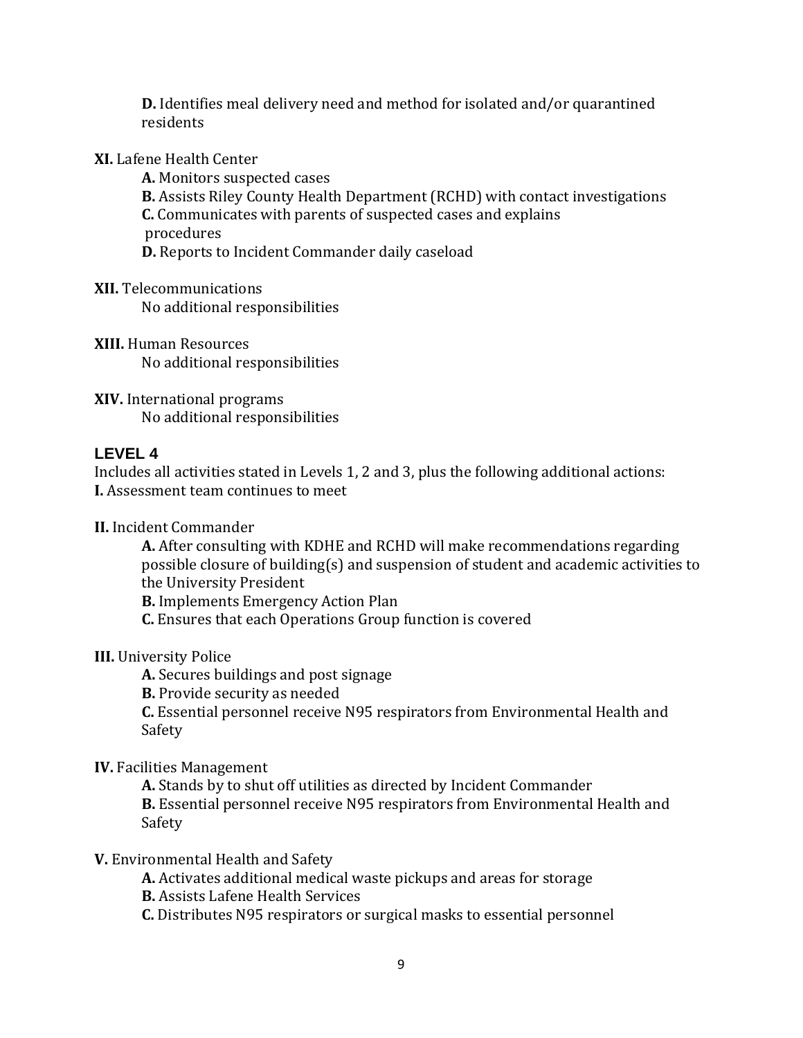**D.** Identifies meal delivery need and method for isolated and/or quarantined residents

**XI.** Lafene Health Center

**A.** Monitors suspected cases

**B.** Assists Riley County Health Department (RCHD) with contact investigations

**C.** Communicates with parents of suspected cases and explains procedures

**D.** Reports to Incident Commander daily caseload

**XII.** Telecommunications

No additional responsibilities

**XIII.** Human Resources

No additional responsibilities

**XIV.** International programs

No additional responsibilities

## LEVEL 4

Includes all activities stated in Levels 1, 2 and 3, plus the following additional actions:

**I.** Assessment team continues to meet

**II.** Incident Commander

**A.** After consulting with KDHE and RCHD will make recommendations regarding possible closure of building(s) and suspension of student and academic activities to the University President

**B.** Implements Emergency Action Plan

**C.** Ensures that each Operations Group function is covered

**III.** University Police

**A.** Secures buildings and post signage

**B.** Provide security as needed

**C.** Essential personnel receive N95 respirators from Environmental Health and Safety

**IV.** Facilities Management

**A.** Stands by to shut off utilities as directed by Incident Commander

**B.** Essential personnel receive N95 respirators from Environmental Health and Safety

**V.** Environmental Health and Safety

**A.** Activates additional medical waste pickups and areas for storage

**B.** Assists Lafene Health Services

**C.** Distributes N95 respirators or surgical masks to essential personnel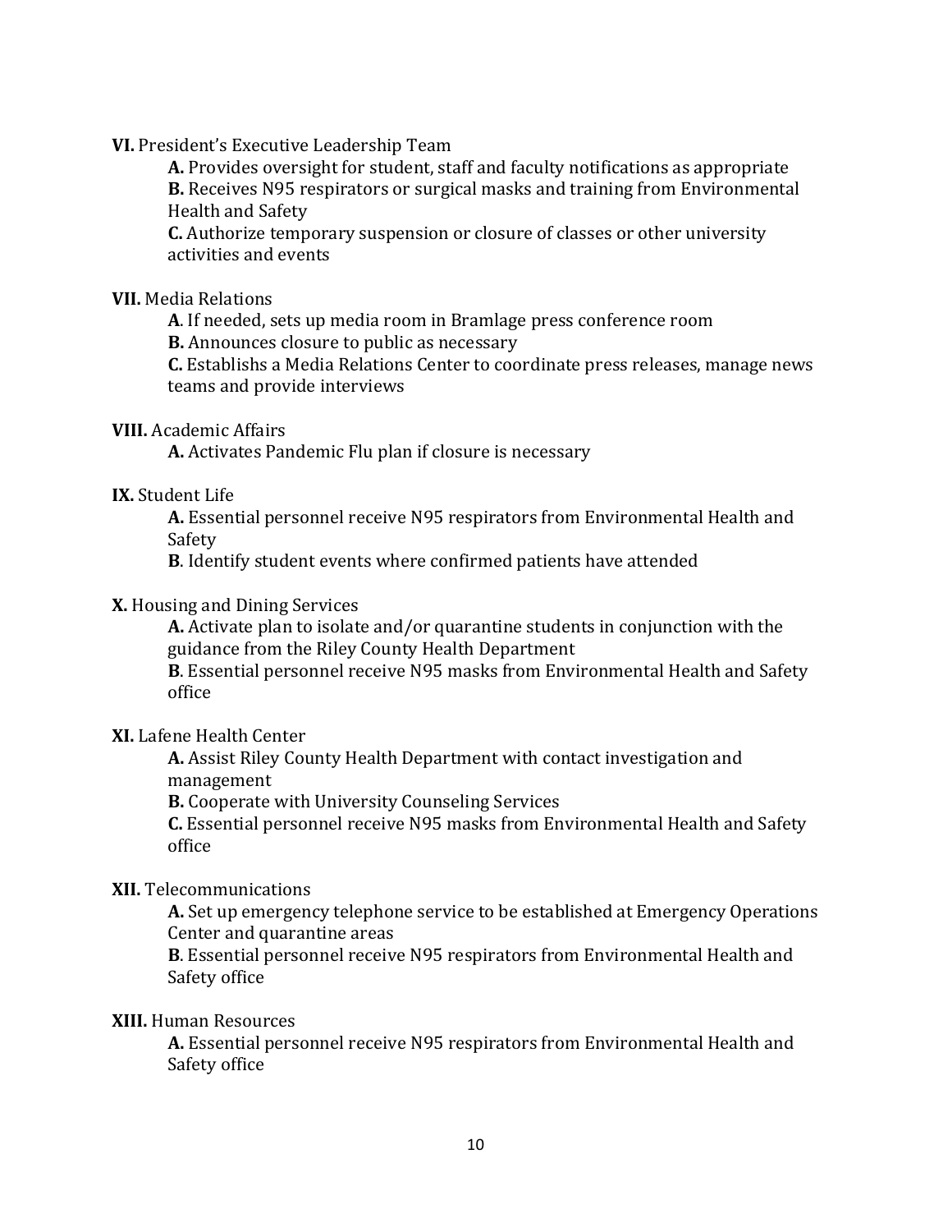**VI.** President's Executive Leadership Team

**A.** Provides oversight for student, staff and faculty notifications as appropriate
**B.** Receives N95 respirators or surgical masks and training from Environmental Health and Safety
**C.** Authorize temporary suspension or closure of classes or other university activities and events

**VII.** Media Relations

**A**. If needed, sets up media room in Bramlage press conference room
**B.** Announces closure to public as necessary
**C.** Establishs a Media Relations Center to coordinate press releases, manage news teams and provide interviews

**VIII.** Academic Affairs

**A.** Activates Pandemic Flu plan if closure is necessary

**IX.** Student Life

**A.** Essential personnel receive N95 respirators from Environmental Health and Safety
**B**. Identify student events where confirmed patients have attended

**X.** Housing and Dining Services

**A.** Activate plan to isolate and/or quarantine students in conjunction with the guidance from the Riley County Health Department
**B**. Essential personnel receive N95 masks from Environmental Health and Safety office

**XI.** Lafene Health Center

**A.** Assist Riley County Health Department with contact investigation and management
**B.** Cooperate with University Counseling Services
**C.** Essential personnel receive N95 masks from Environmental Health and Safety office

**XII.** Telecommunications

**A.** Set up emergency telephone service to be established at Emergency Operations Center and quarantine areas
**B**. Essential personnel receive N95 respirators from Environmental Health and Safety office

**XIII.** Human Resources

**A.** Essential personnel receive N95 respirators from Environmental Health and Safety office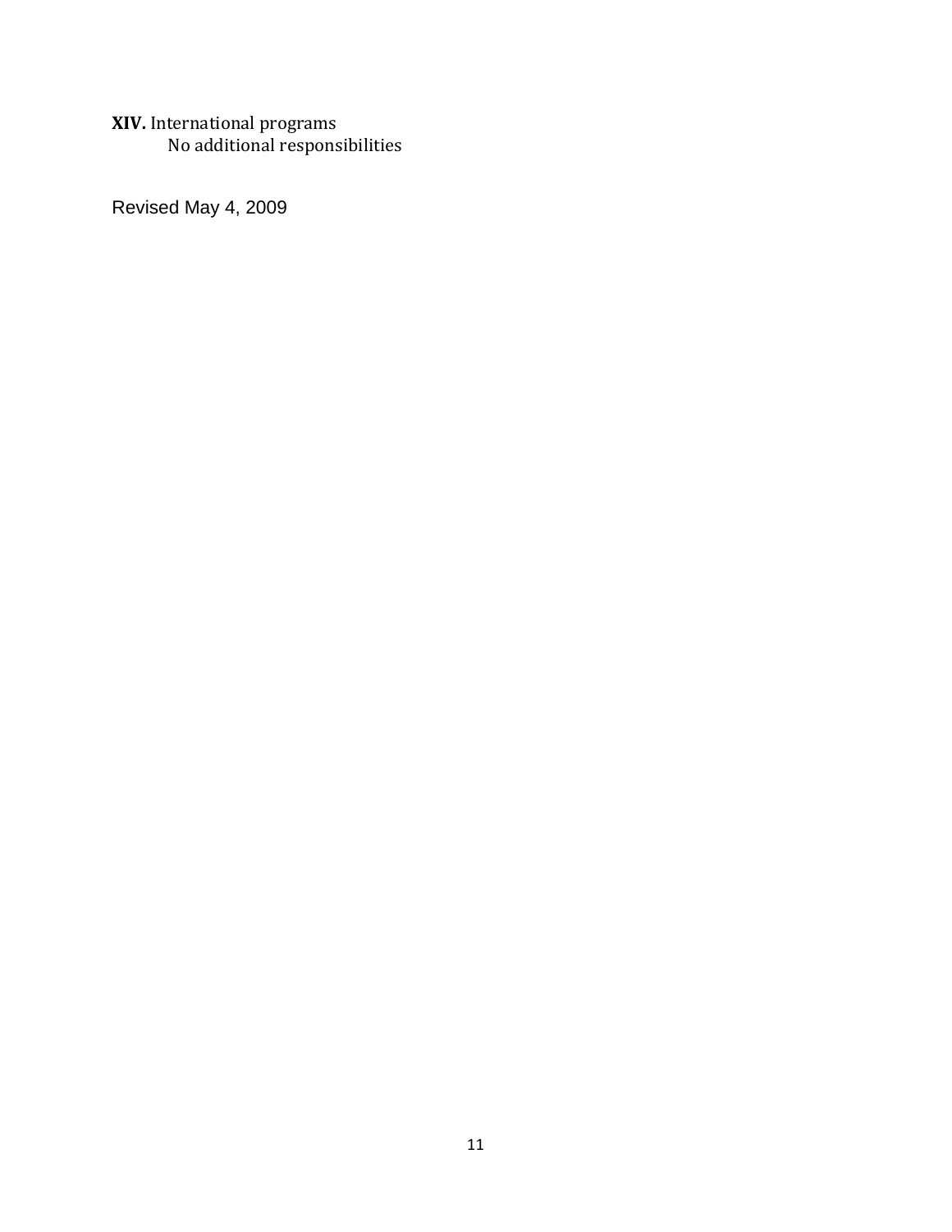**XIV.** International programs

No additional responsibilities

Revised May 4, 2009